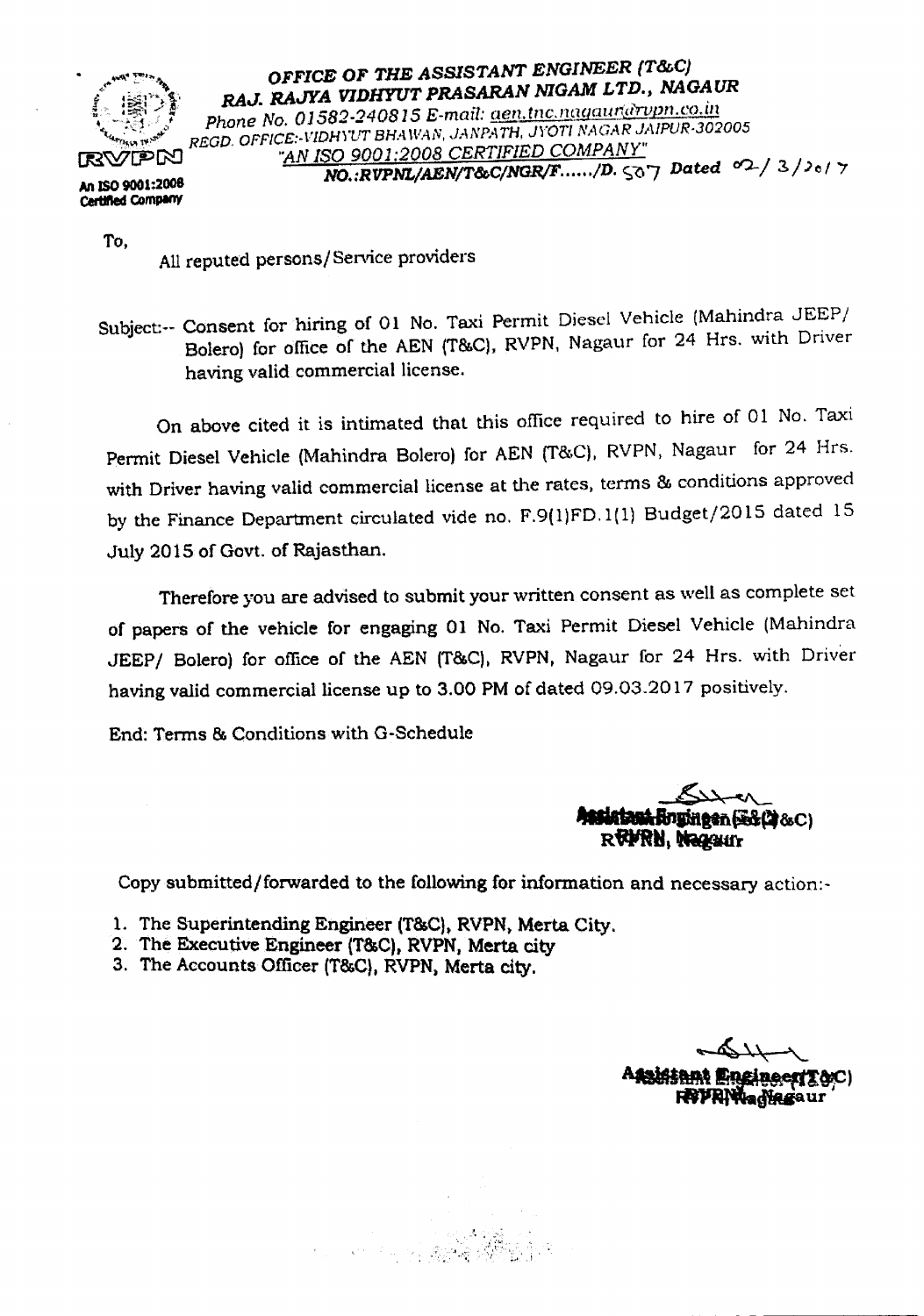RVPN

An ISO 9001:2008 Certified Company

# OFFICE OF THE ASSISTANT ENGINEER (T&C)
## RAJ. RAJYA VIDHYUT PRASARAN NIGAM LTD., NAGAUR

Phone No. 01582-240815 E-mail: aen.tnc.nagaur@rvpn.co.in
REGD. OFFICE:-VIDHYUT BHAWAN, JANPATH, JYOTI NAGAR JAIPUR-302005
"AN ISO 9001:2008 CERTIFIED COMPANY"
NO.:RVPNL/AEN/T&C/NGR/F....../D. 507 Dated 02/3/2017

To,

All reputed persons/Service providers

Subject:-- Consent for hiring of 01 No. Taxi Permit Diesel Vehicle (Mahindra JEEP/ Bolero) for office of the AEN (T&C), RVPN, Nagaur for 24 Hrs. with Driver having valid commercial license.

On above cited it is intimated that this office required to hire of 01 No. Taxi Permit Diesel Vehicle (Mahindra Bolero) for AEN (T&C), RVPN, Nagaur for 24 Hrs. with Driver having valid commercial license at the rates, terms & conditions approved by the Finance Department circulated vide no. F.9(1)FD.1(1) Budget/2015 dated 15 July 2015 of Govt. of Rajasthan.

Therefore you are advised to submit your written consent as well as complete set of papers of the vehicle for engaging 01 No. Taxi Permit Diesel Vehicle (Mahindra JEEP/ Bolero) for office of the AEN (T&C), RVPN, Nagaur for 24 Hrs. with Driver having valid commercial license up to 3.00 PM of dated 09.03.2017 positively.

End: Terms & Conditions with G-Schedule

Assistant Engineer (T&C)
RVPN, Nagaur

Copy submitted/forwarded to the following for information and necessary action:-

1. The Superintending Engineer (T&C), RVPN, Merta City.
2. The Executive Engineer (T&C), RVPN, Merta city
3. The Accounts Officer (T&C), RVPN, Merta city.

Assistant Engineer (T&C)
RVPN, Nagaur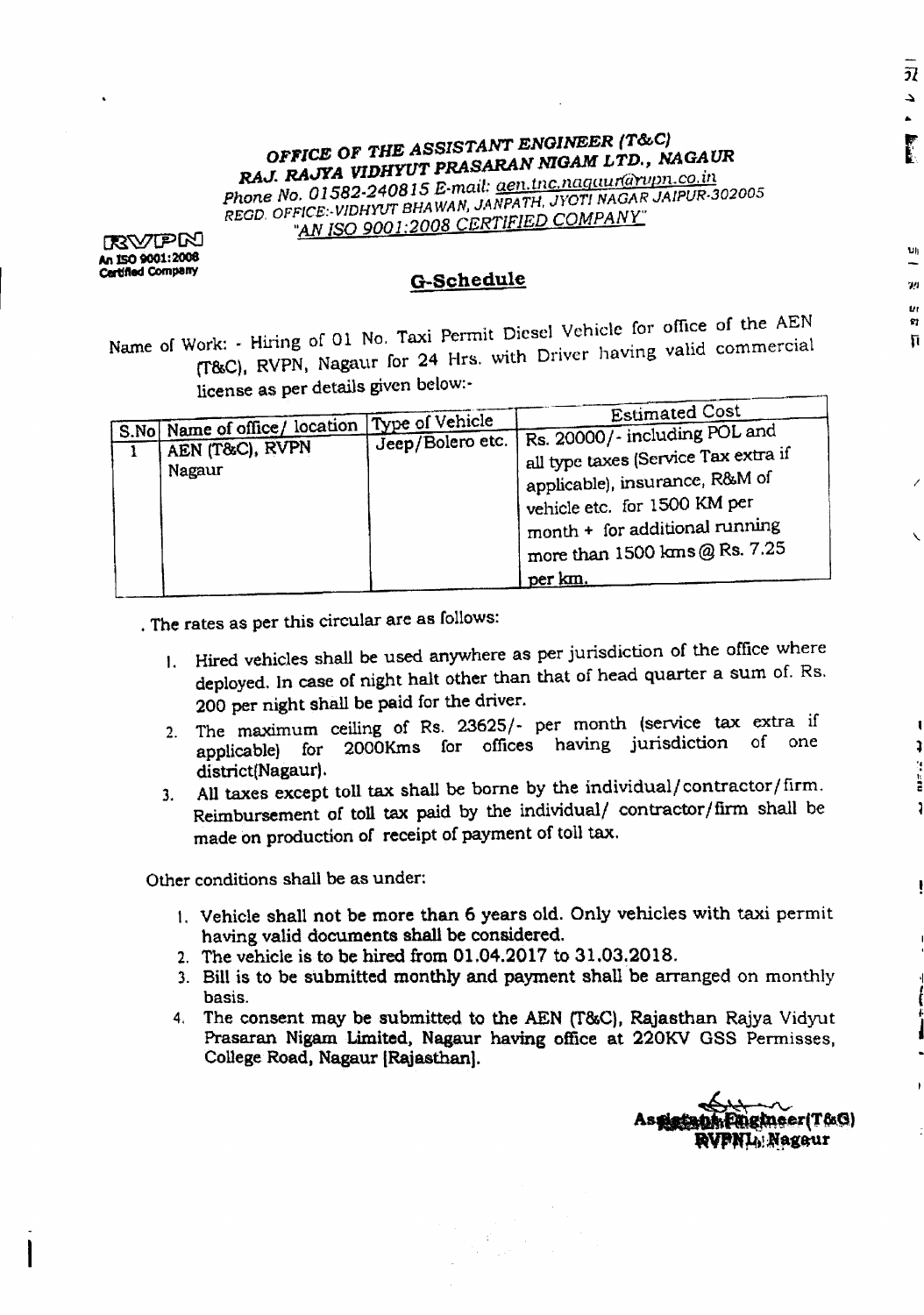# OFFICE OF THE ASSISTANT ENGINEER (T&C)
## RAJ. RAJYA VIDHYUT PRASARAN NIGAM LTD., NAGAUR

Phone No. 01582-240815 E-mail: aen.tnc.nagaur@rvpn.co.in
REGD. OFFICE:-VIDHYUT BHAWAN, JANPATH, JYOTI NAGAR JAIPUR-302005
"AN ISO 9001:2008 CERTIFIED COMPANY"

RVPN
An ISO 9001:2008 Certified Company

## G-Schedule

Name of Work: - Hiring of 01 No. Taxi Permit Diesel Vehicle for office of the AEN (T&C), RVPN, Nagaur for 24 Hrs. with Driver having valid commercial license as per details given below:-

| S.No | Name of office/ location | Type of Vehicle | Estimated Cost |
|---|---|---|---|
| 1 | AEN (T&C), RVPN Nagaur | Jeep/Bolero etc. | Rs. 20000/- including POL and all type taxes (Service Tax extra if applicable), insurance, R&M of vehicle etc. for 1500 KM per month + for additional running more than 1500 kms @ Rs. 7.25 per km. |

. The rates as per this circular are as follows:

1. Hired vehicles shall be used anywhere as per jurisdiction of the office where deployed. In case of night halt other than that of head quarter a sum of. Rs. 200 per night shall be paid for the driver.
2. The maximum ceiling of Rs. 23625/- per month (service tax extra if applicable) for 2000Kms for offices having jurisdiction of one district(Nagaur).
3. All taxes except toll tax shall be borne by the individual/contractor/firm. Reimbursement of toll tax paid by the individual/ contractor/firm shall be made on production of receipt of payment of toll tax.

Other conditions shall be as under:

1. Vehicle shall not be more than 6 years old. Only vehicles with taxi permit having valid documents shall be considered.
2. The vehicle is to be hired from 01.04.2017 to 31.03.2018.
3. Bill is to be submitted monthly and payment shall be arranged on monthly basis.
4. The consent may be submitted to the AEN (T&C), Rajasthan Rajya Vidyut Prasaran Nigam Limited, Nagaur having office at 220KV GSS Permisses, College Road, Nagaur [Rajasthan].

Assistant Engineer(T&C)
RVPNL, Nagaur